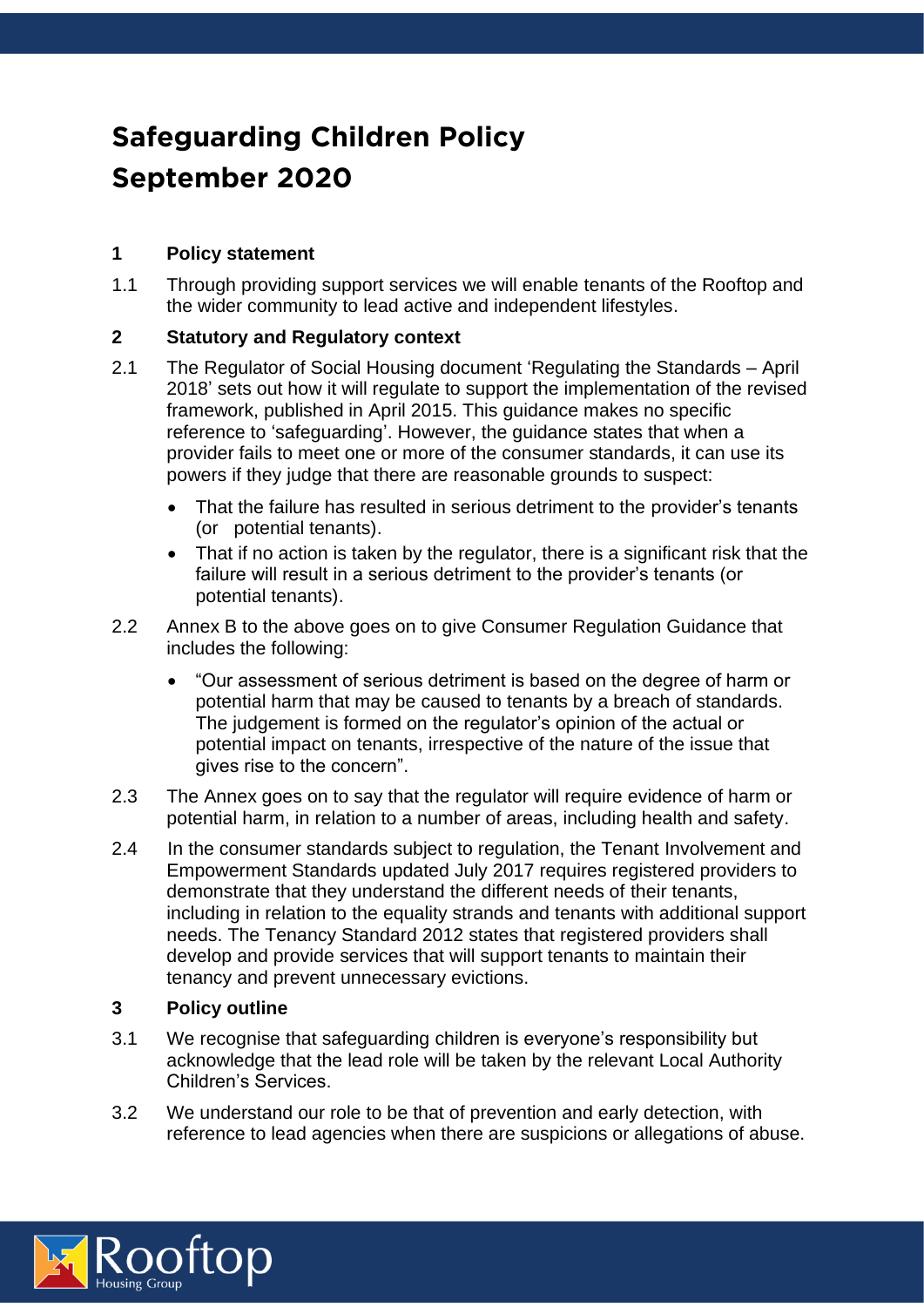# Safeguarding Children Policy
# September 2020

## 1 Policy statement

1.1 Through providing support services we will enable tenants of the Rooftop and the wider community to lead active and independent lifestyles.

## 2 Statutory and Regulatory context

2.1 The Regulator of Social Housing document 'Regulating the Standards – April 2018' sets out how it will regulate to support the implementation of the revised framework, published in April 2015. This guidance makes no specific reference to 'safeguarding'. However, the guidance states that when a provider fails to meet one or more of the consumer standards, it can use its powers if they judge that there are reasonable grounds to suspect:

- That the failure has resulted in serious detriment to the provider's tenants (or potential tenants).
- That if no action is taken by the regulator, there is a significant risk that the failure will result in a serious detriment to the provider's tenants (or potential tenants).

2.2 Annex B to the above goes on to give Consumer Regulation Guidance that includes the following:

- "Our assessment of serious detriment is based on the degree of harm or potential harm that may be caused to tenants by a breach of standards. The judgement is formed on the regulator's opinion of the actual or potential impact on tenants, irrespective of the nature of the issue that gives rise to the concern".

2.3 The Annex goes on to say that the regulator will require evidence of harm or potential harm, in relation to a number of areas, including health and safety.

2.4 In the consumer standards subject to regulation, the Tenant Involvement and Empowerment Standards updated July 2017 requires registered providers to demonstrate that they understand the different needs of their tenants, including in relation to the equality strands and tenants with additional support needs. The Tenancy Standard 2012 states that registered providers shall develop and provide services that will support tenants to maintain their tenancy and prevent unnecessary evictions.

## 3 Policy outline

3.1 We recognise that safeguarding children is everyone's responsibility but acknowledge that the lead role will be taken by the relevant Local Authority Children's Services.

3.2 We understand our role to be that of prevention and early detection, with reference to lead agencies when there are suspicions or allegations of abuse.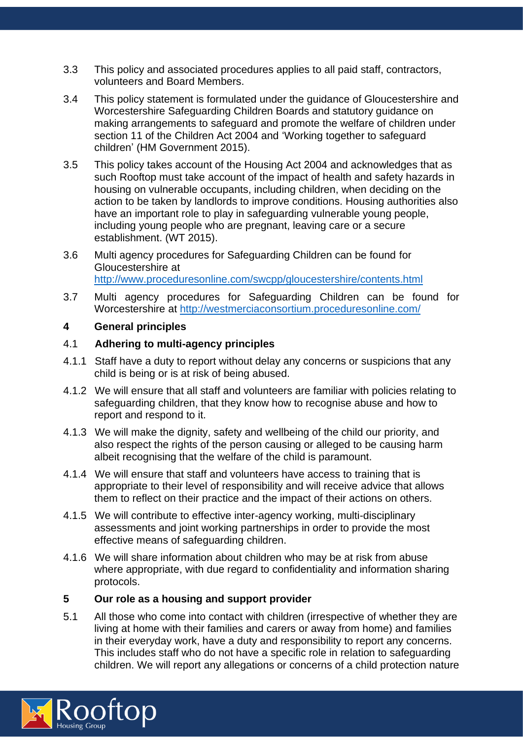3.3 This policy and associated procedures applies to all paid staff, contractors, volunteers and Board Members.

3.4 This policy statement is formulated under the guidance of Gloucestershire and Worcestershire Safeguarding Children Boards and statutory guidance on making arrangements to safeguard and promote the welfare of children under section 11 of the Children Act 2004 and 'Working together to safeguard children' (HM Government 2015).

3.5 This policy takes account of the Housing Act 2004 and acknowledges that as such Rooftop must take account of the impact of health and safety hazards in housing on vulnerable occupants, including children, when deciding on the action to be taken by landlords to improve conditions. Housing authorities also have an important role to play in safeguarding vulnerable young people, including young people who are pregnant, leaving care or a secure establishment. (WT 2015).

3.6 Multi agency procedures for Safeguarding Children can be found for Gloucestershire at http://www.proceduresonline.com/swcpp/gloucestershire/contents.html

3.7 Multi agency procedures for Safeguarding Children can be found for Worcestershire at http://westmerciaconsortium.proceduresonline.com/

## 4 General principles

### 4.1 Adhering to multi-agency principles

4.1.1 Staff have a duty to report without delay any concerns or suspicions that any child is being or is at risk of being abused.

4.1.2 We will ensure that all staff and volunteers are familiar with policies relating to safeguarding children, that they know how to recognise abuse and how to report and respond to it.

4.1.3 We will make the dignity, safety and wellbeing of the child our priority, and also respect the rights of the person causing or alleged to be causing harm albeit recognising that the welfare of the child is paramount.

4.1.4 We will ensure that staff and volunteers have access to training that is appropriate to their level of responsibility and will receive advice that allows them to reflect on their practice and the impact of their actions on others.

4.1.5 We will contribute to effective inter-agency working, multi-disciplinary assessments and joint working partnerships in order to provide the most effective means of safeguarding children.

4.1.6 We will share information about children who may be at risk from abuse where appropriate, with due regard to confidentiality and information sharing protocols.

## 5 Our role as a housing and support provider

5.1 All those who come into contact with children (irrespective of whether they are living at home with their families and carers or away from home) and families in their everyday work, have a duty and responsibility to report any concerns. This includes staff who do not have a specific role in relation to safeguarding children. We will report any allegations or concerns of a child protection nature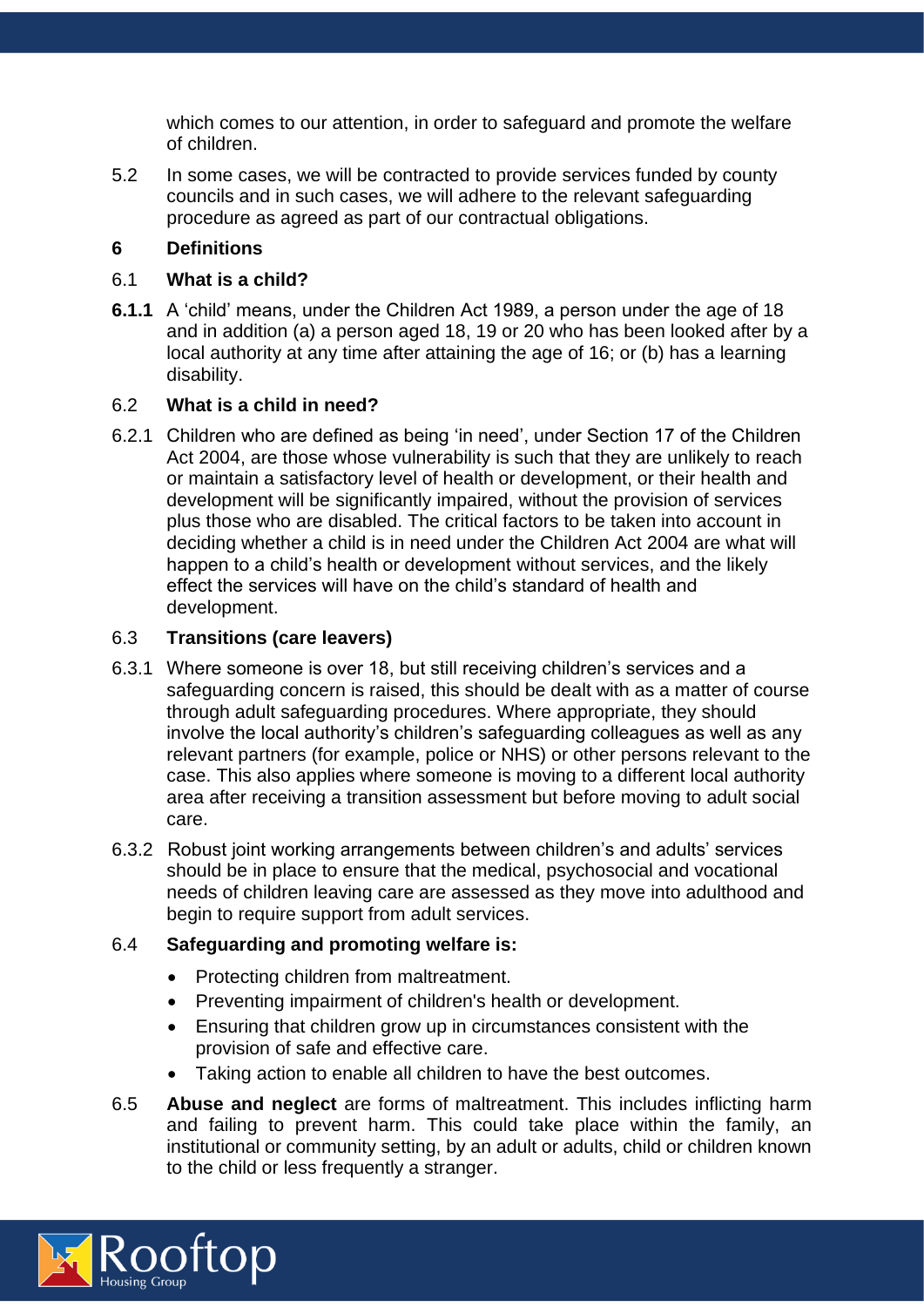which comes to our attention, in order to safeguard and promote the welfare of children.

5.2 In some cases, we will be contracted to provide services funded by county councils and in such cases, we will adhere to the relevant safeguarding procedure as agreed as part of our contractual obligations.

## 6 Definitions

### 6.1 What is a child?

**6.1.1** A 'child' means, under the Children Act 1989, a person under the age of 18 and in addition (a) a person aged 18, 19 or 20 who has been looked after by a local authority at any time after attaining the age of 16; or (b) has a learning disability.

### 6.2 What is a child in need?

6.2.1 Children who are defined as being 'in need', under Section 17 of the Children Act 2004, are those whose vulnerability is such that they are unlikely to reach or maintain a satisfactory level of health or development, or their health and development will be significantly impaired, without the provision of services plus those who are disabled. The critical factors to be taken into account in deciding whether a child is in need under the Children Act 2004 are what will happen to a child's health or development without services, and the likely effect the services will have on the child's standard of health and development.

### 6.3 Transitions (care leavers)

6.3.1 Where someone is over 18, but still receiving children's services and a safeguarding concern is raised, this should be dealt with as a matter of course through adult safeguarding procedures. Where appropriate, they should involve the local authority's children's safeguarding colleagues as well as any relevant partners (for example, police or NHS) or other persons relevant to the case. This also applies where someone is moving to a different local authority area after receiving a transition assessment but before moving to adult social care.

6.3.2 Robust joint working arrangements between children's and adults' services should be in place to ensure that the medical, psychosocial and vocational needs of children leaving care are assessed as they move into adulthood and begin to require support from adult services.

### 6.4 Safeguarding and promoting welfare is:

- Protecting children from maltreatment.
- Preventing impairment of children's health or development.
- Ensuring that children grow up in circumstances consistent with the provision of safe and effective care.
- Taking action to enable all children to have the best outcomes.

6.5 **Abuse and neglect** are forms of maltreatment. This includes inflicting harm and failing to prevent harm. This could take place within the family, an institutional or community setting, by an adult or adults, child or children known to the child or less frequently a stranger.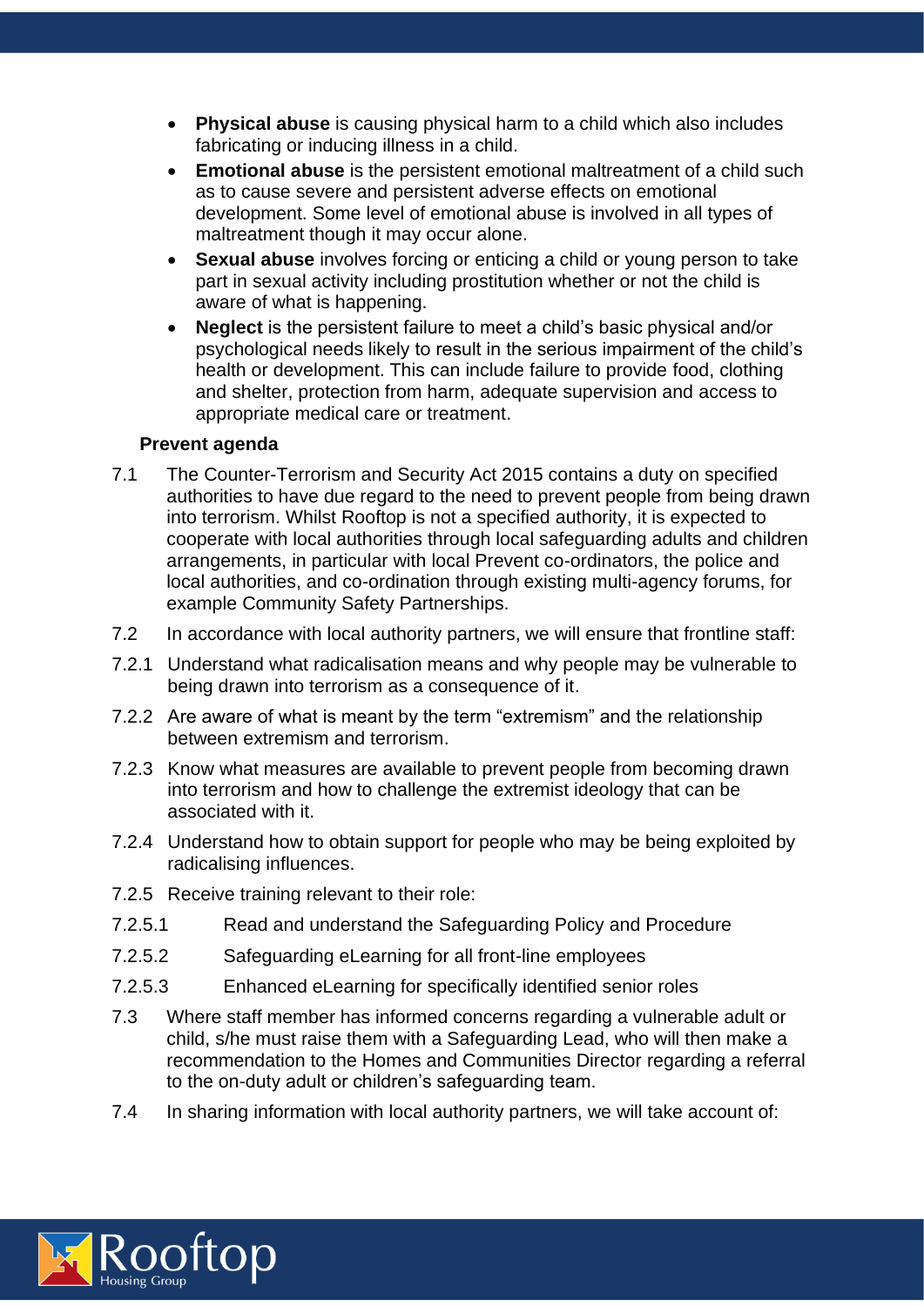- **Physical abuse** is causing physical harm to a child which also includes fabricating or inducing illness in a child.
- **Emotional abuse** is the persistent emotional maltreatment of a child such as to cause severe and persistent adverse effects on emotional development. Some level of emotional abuse is involved in all types of maltreatment though it may occur alone.
- **Sexual abuse** involves forcing or enticing a child or young person to take part in sexual activity including prostitution whether or not the child is aware of what is happening.
- **Neglect** is the persistent failure to meet a child's basic physical and/or psychological needs likely to result in the serious impairment of the child's health or development. This can include failure to provide food, clothing and shelter, protection from harm, adequate supervision and access to appropriate medical care or treatment.

**Prevent agenda**

7.1 The Counter-Terrorism and Security Act 2015 contains a duty on specified authorities to have due regard to the need to prevent people from being drawn into terrorism. Whilst Rooftop is not a specified authority, it is expected to cooperate with local authorities through local safeguarding adults and children arrangements, in particular with local Prevent co-ordinators, the police and local authorities, and co-ordination through existing multi-agency forums, for example Community Safety Partnerships.

7.2 In accordance with local authority partners, we will ensure that frontline staff:

7.2.1 Understand what radicalisation means and why people may be vulnerable to being drawn into terrorism as a consequence of it.

7.2.2 Are aware of what is meant by the term "extremism" and the relationship between extremism and terrorism.

7.2.3 Know what measures are available to prevent people from becoming drawn into terrorism and how to challenge the extremist ideology that can be associated with it.

7.2.4 Understand how to obtain support for people who may be being exploited by radicalising influences.

7.2.5 Receive training relevant to their role:

7.2.5.1 Read and understand the Safeguarding Policy and Procedure

7.2.5.2 Safeguarding eLearning for all front-line employees

7.2.5.3 Enhanced eLearning for specifically identified senior roles

7.3 Where staff member has informed concerns regarding a vulnerable adult or child, s/he must raise them with a Safeguarding Lead, who will then make a recommendation to the Homes and Communities Director regarding a referral to the on-duty adult or children's safeguarding team.

7.4 In sharing information with local authority partners, we will take account of: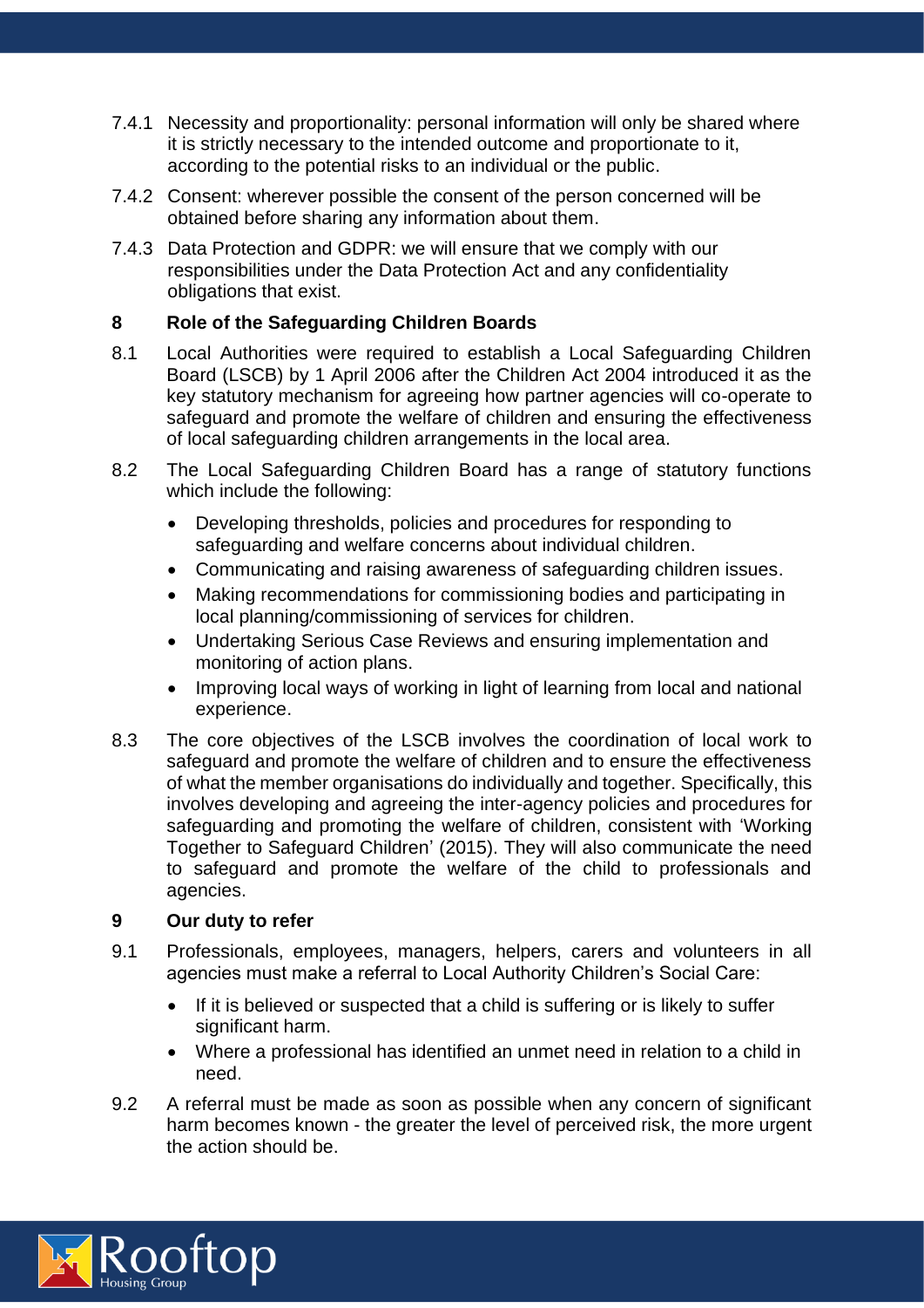7.4.1 Necessity and proportionality: personal information will only be shared where it is strictly necessary to the intended outcome and proportionate to it, according to the potential risks to an individual or the public.

7.4.2 Consent: wherever possible the consent of the person concerned will be obtained before sharing any information about them.

7.4.3 Data Protection and GDPR: we will ensure that we comply with our responsibilities under the Data Protection Act and any confidentiality obligations that exist.

## 8 Role of the Safeguarding Children Boards

8.1 Local Authorities were required to establish a Local Safeguarding Children Board (LSCB) by 1 April 2006 after the Children Act 2004 introduced it as the key statutory mechanism for agreeing how partner agencies will co-operate to safeguard and promote the welfare of children and ensuring the effectiveness of local safeguarding children arrangements in the local area.

8.2 The Local Safeguarding Children Board has a range of statutory functions which include the following:

- Developing thresholds, policies and procedures for responding to safeguarding and welfare concerns about individual children.
- Communicating and raising awareness of safeguarding children issues.
- Making recommendations for commissioning bodies and participating in local planning/commissioning of services for children.
- Undertaking Serious Case Reviews and ensuring implementation and monitoring of action plans.
- Improving local ways of working in light of learning from local and national experience.

8.3 The core objectives of the LSCB involves the coordination of local work to safeguard and promote the welfare of children and to ensure the effectiveness of what the member organisations do individually and together. Specifically, this involves developing and agreeing the inter-agency policies and procedures for safeguarding and promoting the welfare of children, consistent with 'Working Together to Safeguard Children' (2015). They will also communicate the need to safeguard and promote the welfare of the child to professionals and agencies.

## 9 Our duty to refer

9.1 Professionals, employees, managers, helpers, carers and volunteers in all agencies must make a referral to Local Authority Children's Social Care:

- If it is believed or suspected that a child is suffering or is likely to suffer significant harm.
- Where a professional has identified an unmet need in relation to a child in need.

9.2 A referral must be made as soon as possible when any concern of significant harm becomes known - the greater the level of perceived risk, the more urgent the action should be.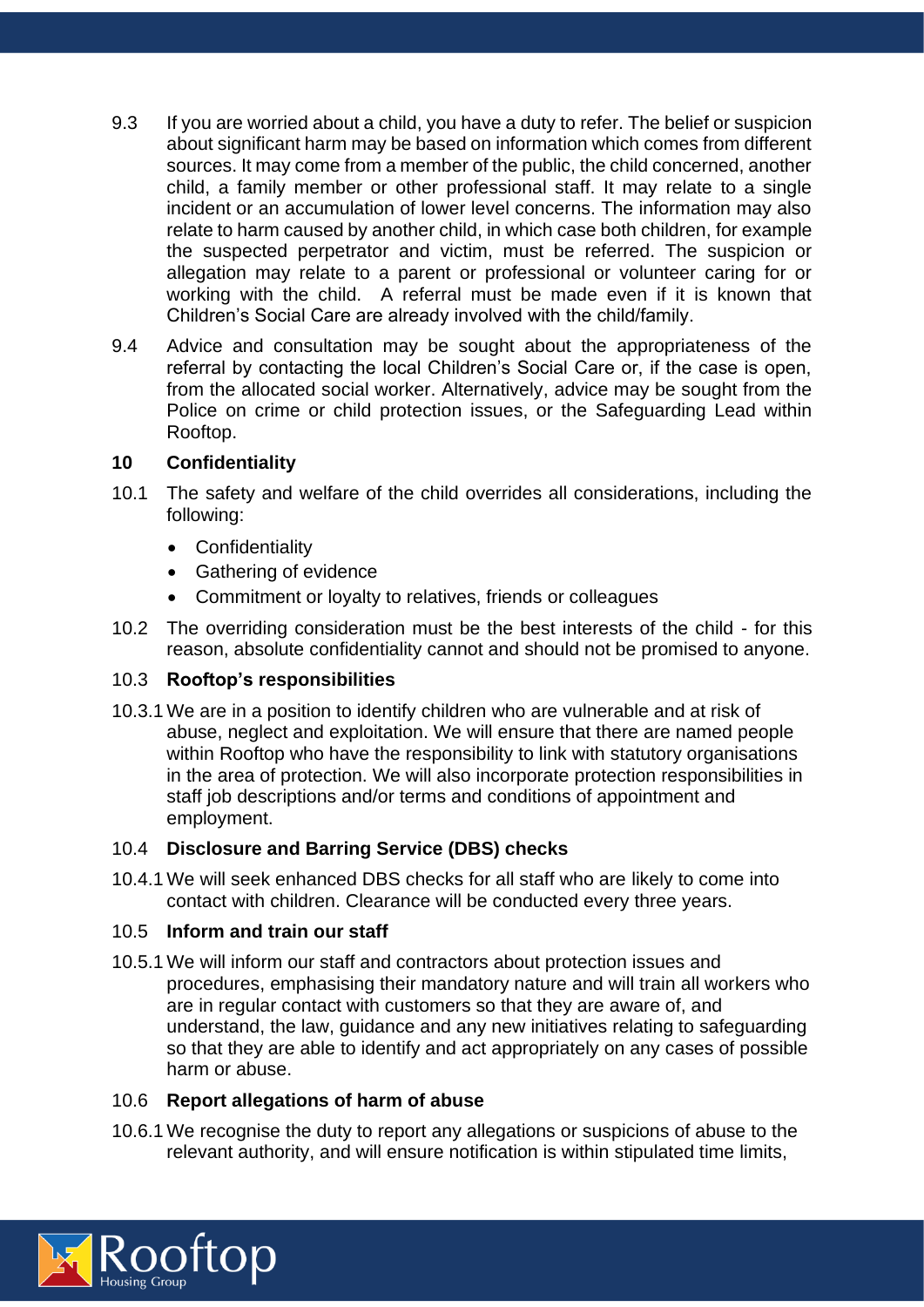9.3 If you are worried about a child, you have a duty to refer. The belief or suspicion about significant harm may be based on information which comes from different sources. It may come from a member of the public, the child concerned, another child, a family member or other professional staff. It may relate to a single incident or an accumulation of lower level concerns. The information may also relate to harm caused by another child, in which case both children, for example the suspected perpetrator and victim, must be referred. The suspicion or allegation may relate to a parent or professional or volunteer caring for or working with the child. A referral must be made even if it is known that Children's Social Care are already involved with the child/family.

9.4 Advice and consultation may be sought about the appropriateness of the referral by contacting the local Children's Social Care or, if the case is open, from the allocated social worker. Alternatively, advice may be sought from the Police on crime or child protection issues, or the Safeguarding Lead within Rooftop.

## 10 Confidentiality

10.1 The safety and welfare of the child overrides all considerations, including the following:

- Confidentiality
- Gathering of evidence
- Commitment or loyalty to relatives, friends or colleagues

10.2 The overriding consideration must be the best interests of the child - for this reason, absolute confidentiality cannot and should not be promised to anyone.

### 10.3 Rooftop's responsibilities

10.3.1 We are in a position to identify children who are vulnerable and at risk of abuse, neglect and exploitation. We will ensure that there are named people within Rooftop who have the responsibility to link with statutory organisations in the area of protection. We will also incorporate protection responsibilities in staff job descriptions and/or terms and conditions of appointment and employment.

### 10.4 Disclosure and Barring Service (DBS) checks

10.4.1 We will seek enhanced DBS checks for all staff who are likely to come into contact with children. Clearance will be conducted every three years.

### 10.5 Inform and train our staff

10.5.1 We will inform our staff and contractors about protection issues and procedures, emphasising their mandatory nature and will train all workers who are in regular contact with customers so that they are aware of, and understand, the law, guidance and any new initiatives relating to safeguarding so that they are able to identify and act appropriately on any cases of possible harm or abuse.

### 10.6 Report allegations of harm of abuse

10.6.1 We recognise the duty to report any allegations or suspicions of abuse to the relevant authority, and will ensure notification is within stipulated time limits,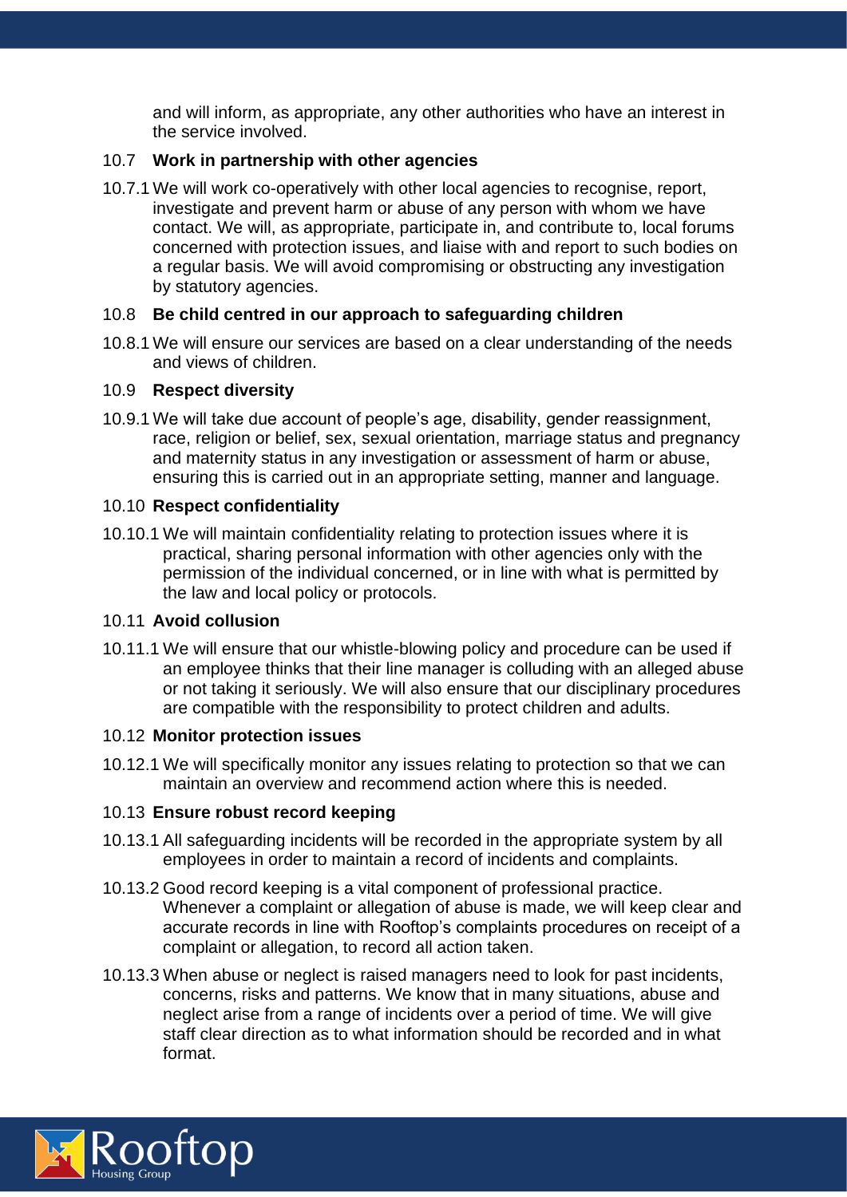and will inform, as appropriate, any other authorities who have an interest in the service involved.

### 10.7 Work in partnership with other agencies

10.7.1 We will work co-operatively with other local agencies to recognise, report, investigate and prevent harm or abuse of any person with whom we have contact. We will, as appropriate, participate in, and contribute to, local forums concerned with protection issues, and liaise with and report to such bodies on a regular basis. We will avoid compromising or obstructing any investigation by statutory agencies.

### 10.8 Be child centred in our approach to safeguarding children

10.8.1 We will ensure our services are based on a clear understanding of the needs and views of children.

### 10.9 Respect diversity

10.9.1 We will take due account of people's age, disability, gender reassignment, race, religion or belief, sex, sexual orientation, marriage status and pregnancy and maternity status in any investigation or assessment of harm or abuse, ensuring this is carried out in an appropriate setting, manner and language.

### 10.10 Respect confidentiality

10.10.1 We will maintain confidentiality relating to protection issues where it is practical, sharing personal information with other agencies only with the permission of the individual concerned, or in line with what is permitted by the law and local policy or protocols.

### 10.11 Avoid collusion

10.11.1 We will ensure that our whistle-blowing policy and procedure can be used if an employee thinks that their line manager is colluding with an alleged abuse or not taking it seriously. We will also ensure that our disciplinary procedures are compatible with the responsibility to protect children and adults.

### 10.12 Monitor protection issues

10.12.1 We will specifically monitor any issues relating to protection so that we can maintain an overview and recommend action where this is needed.

### 10.13 Ensure robust record keeping

10.13.1 All safeguarding incidents will be recorded in the appropriate system by all employees in order to maintain a record of incidents and complaints.

10.13.2 Good record keeping is a vital component of professional practice. Whenever a complaint or allegation of abuse is made, we will keep clear and accurate records in line with Rooftop's complaints procedures on receipt of a complaint or allegation, to record all action taken.

10.13.3 When abuse or neglect is raised managers need to look for past incidents, concerns, risks and patterns. We know that in many situations, abuse and neglect arise from a range of incidents over a period of time. We will give staff clear direction as to what information should be recorded and in what format.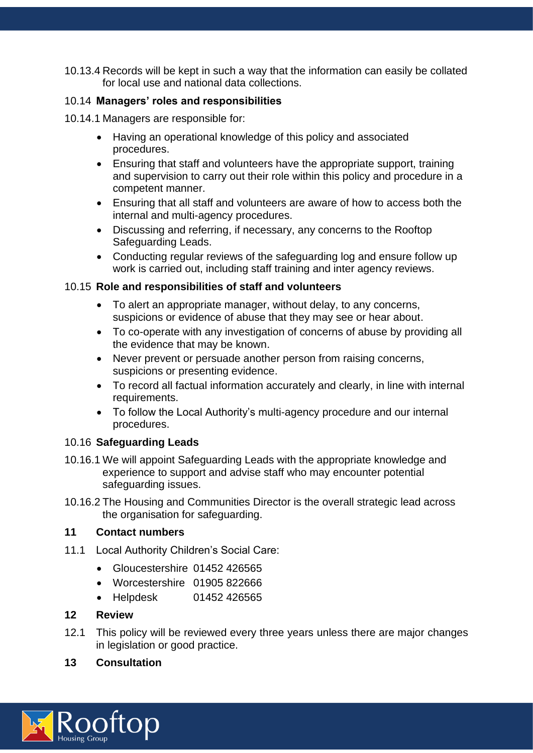10.13.4 Records will be kept in such a way that the information can easily be collated for local use and national data collections.

### 10.14 Managers' roles and responsibilities

10.14.1 Managers are responsible for:

- Having an operational knowledge of this policy and associated procedures.
- Ensuring that staff and volunteers have the appropriate support, training and supervision to carry out their role within this policy and procedure in a competent manner.
- Ensuring that all staff and volunteers are aware of how to access both the internal and multi-agency procedures.
- Discussing and referring, if necessary, any concerns to the Rooftop Safeguarding Leads.
- Conducting regular reviews of the safeguarding log and ensure follow up work is carried out, including staff training and inter agency reviews.

### 10.15 Role and responsibilities of staff and volunteers

- To alert an appropriate manager, without delay, to any concerns, suspicions or evidence of abuse that they may see or hear about.
- To co-operate with any investigation of concerns of abuse by providing all the evidence that may be known.
- Never prevent or persuade another person from raising concerns, suspicions or presenting evidence.
- To record all factual information accurately and clearly, in line with internal requirements.
- To follow the Local Authority's multi-agency procedure and our internal procedures.

### 10.16 Safeguarding Leads

10.16.1 We will appoint Safeguarding Leads with the appropriate knowledge and experience to support and advise staff who may encounter potential safeguarding issues.

10.16.2 The Housing and Communities Director is the overall strategic lead across the organisation for safeguarding.

## 11 Contact numbers

11.1 Local Authority Children's Social Care:

- Gloucestershire 01452 426565
- Worcestershire 01905 822666
- Helpdesk 01452 426565

## 12 Review

12.1 This policy will be reviewed every three years unless there are major changes in legislation or good practice.

## 13 Consultation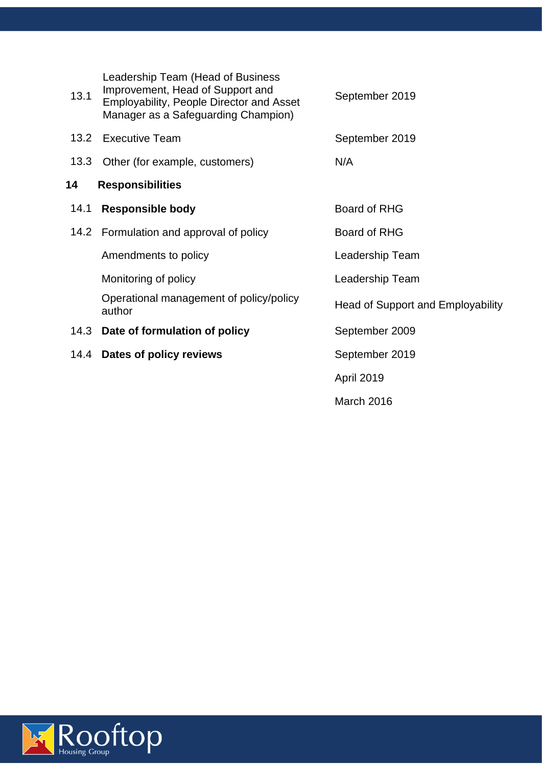| | | |
|---|---|---|
| 13.1 | Leadership Team (Head of Business Improvement, Head of Support and Employability, People Director and Asset Manager as a Safeguarding Champion) | September 2019 |
| 13.2 | Executive Team | September 2019 |
| 13.3 | Other (for example, customers) | N/A |

## 14 Responsibilities

| | | |
|---|---|---|
| 14.1 | **Responsible body** | Board of RHG |
| 14.2 | Formulation and approval of policy | Board of RHG |
| | Amendments to policy | Leadership Team |
| | Monitoring of policy | Leadership Team |
| | Operational management of policy/policy author | Head of Support and Employability |
| 14.3 | **Date of formulation of policy** | September 2009 |
| 14.4 | **Dates of policy reviews** | September 2019 |
| | | April 2019 |
| | | March 2016 |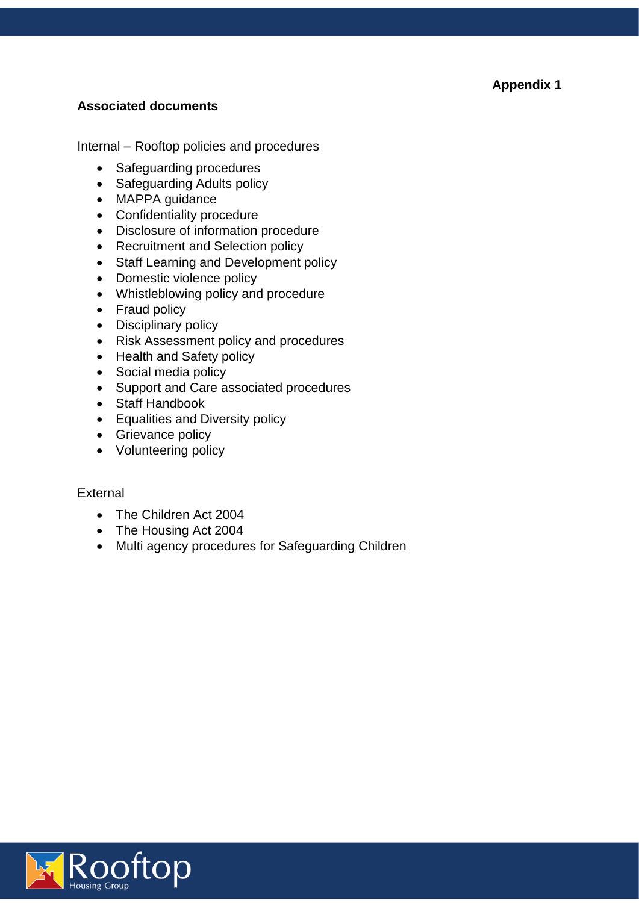**Appendix 1**

**Associated documents**

Internal – Rooftop policies and procedures

- Safeguarding procedures
- Safeguarding Adults policy
- MAPPA guidance
- Confidentiality procedure
- Disclosure of information procedure
- Recruitment and Selection policy
- Staff Learning and Development policy
- Domestic violence policy
- Whistleblowing policy and procedure
- Fraud policy
- Disciplinary policy
- Risk Assessment policy and procedures
- Health and Safety policy
- Social media policy
- Support and Care associated procedures
- Staff Handbook
- Equalities and Diversity policy
- Grievance policy
- Volunteering policy

External

- The Children Act 2004
- The Housing Act 2004
- Multi agency procedures for Safeguarding Children